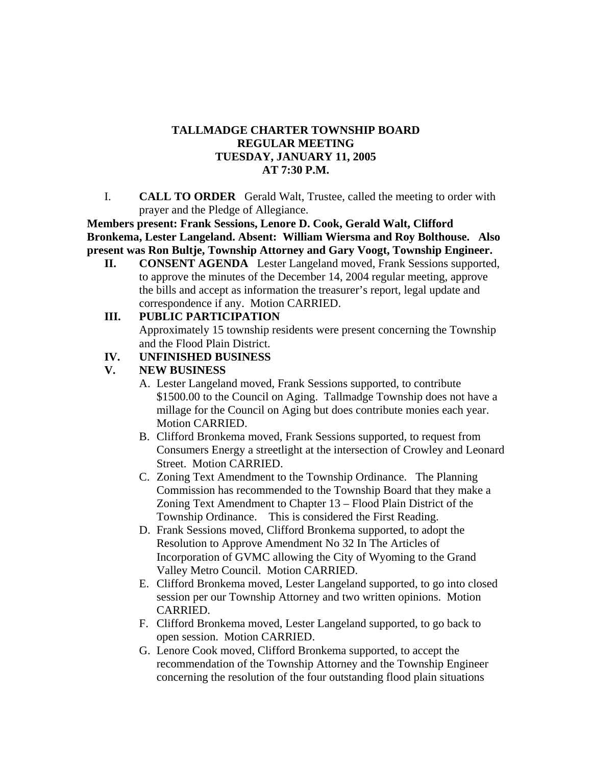# TALLMADGE CHARTER TOWNSHIP BOARD
# REGULAR MEETING
# TUESDAY, JANUARY 11, 2005
# AT 7:30 P.M.

I. **CALL TO ORDER** Gerald Walt, Trustee, called the meeting to order with prayer and the Pledge of Allegiance.

**Members present: Frank Sessions, Lenore D. Cook, Gerald Walt, Clifford Bronkema, Lester Langeland. Absent: William Wiersma and Roy Bolthouse. Also present was Ron Bultje, Township Attorney and Gary Voogt, Township Engineer.**

**II. CONSENT AGENDA** Lester Langeland moved, Frank Sessions supported, to approve the minutes of the December 14, 2004 regular meeting, approve the bills and accept as information the treasurer's report, legal update and correspondence if any. Motion CARRIED.

**III. PUBLIC PARTICIPATION**
Approximately 15 township residents were present concerning the Township and the Flood Plain District.

**IV. UNFINISHED BUSINESS**

**V. NEW BUSINESS**

A. Lester Langeland moved, Frank Sessions supported, to contribute $1500.00 to the Council on Aging. Tallmadge Township does not have a millage for the Council on Aging but does contribute monies each year. Motion CARRIED.

B. Clifford Bronkema moved, Frank Sessions supported, to request from Consumers Energy a streetlight at the intersection of Crowley and Leonard Street. Motion CARRIED.

C. Zoning Text Amendment to the Township Ordinance. The Planning Commission has recommended to the Township Board that they make a Zoning Text Amendment to Chapter 13 – Flood Plain District of the Township Ordinance. This is considered the First Reading.

D. Frank Sessions moved, Clifford Bronkema supported, to adopt the Resolution to Approve Amendment No 32 In The Articles of Incorporation of GVMC allowing the City of Wyoming to the Grand Valley Metro Council. Motion CARRIED.

E. Clifford Bronkema moved, Lester Langeland supported, to go into closed session per our Township Attorney and two written opinions. Motion CARRIED.

F. Clifford Bronkema moved, Lester Langeland supported, to go back to open session. Motion CARRIED.

G. Lenore Cook moved, Clifford Bronkema supported, to accept the recommendation of the Township Attorney and the Township Engineer concerning the resolution of the four outstanding flood plain situations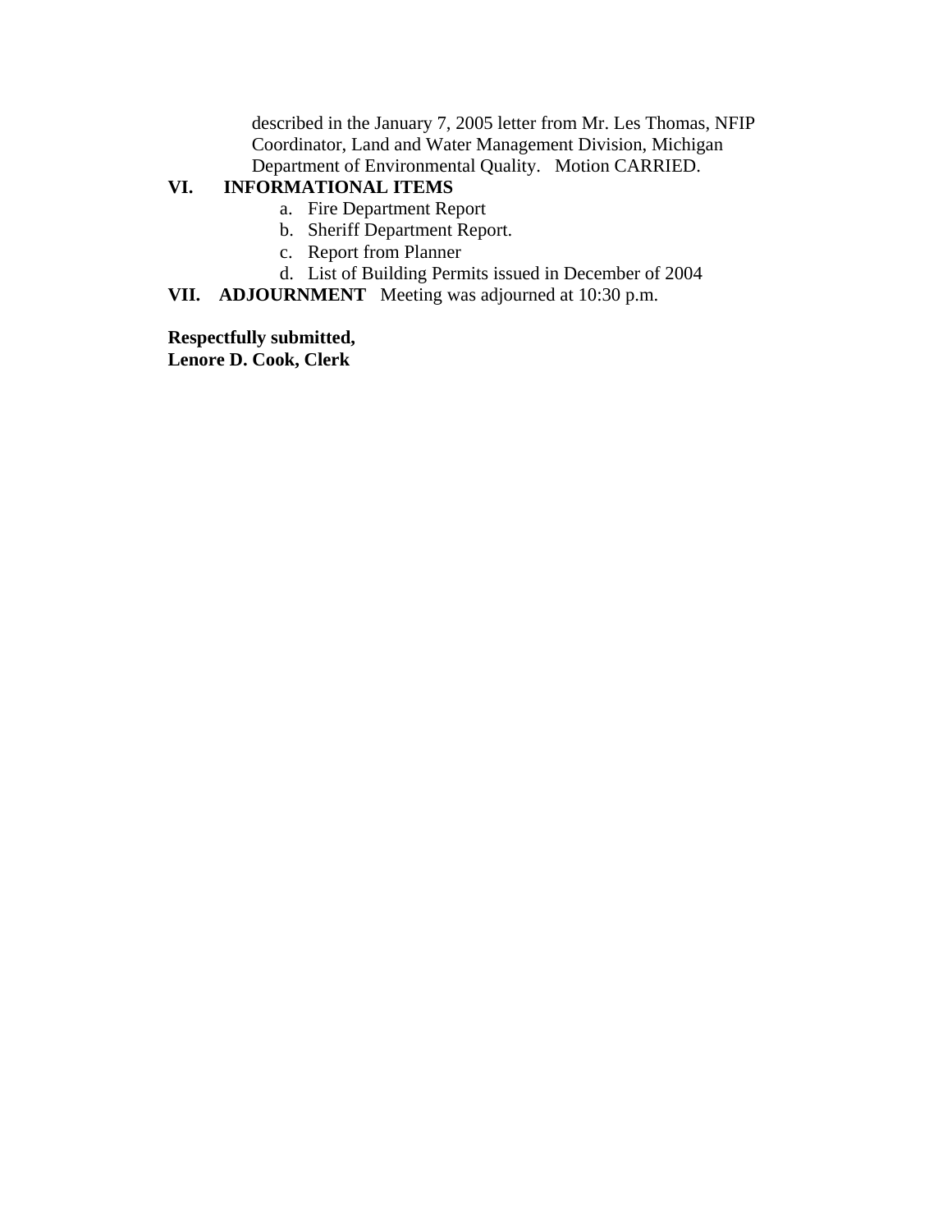described in the January 7, 2005 letter from Mr. Les Thomas, NFIP Coordinator, Land and Water Management Division, Michigan Department of Environmental Quality. Motion CARRIED.

**VI. INFORMATIONAL ITEMS**

a. Fire Department Report
b. Sheriff Department Report.
c. Report from Planner
d. List of Building Permits issued in December of 2004

**VII. ADJOURNMENT** Meeting was adjourned at 10:30 p.m.

**Respectfully submitted,**
**Lenore D. Cook, Clerk**